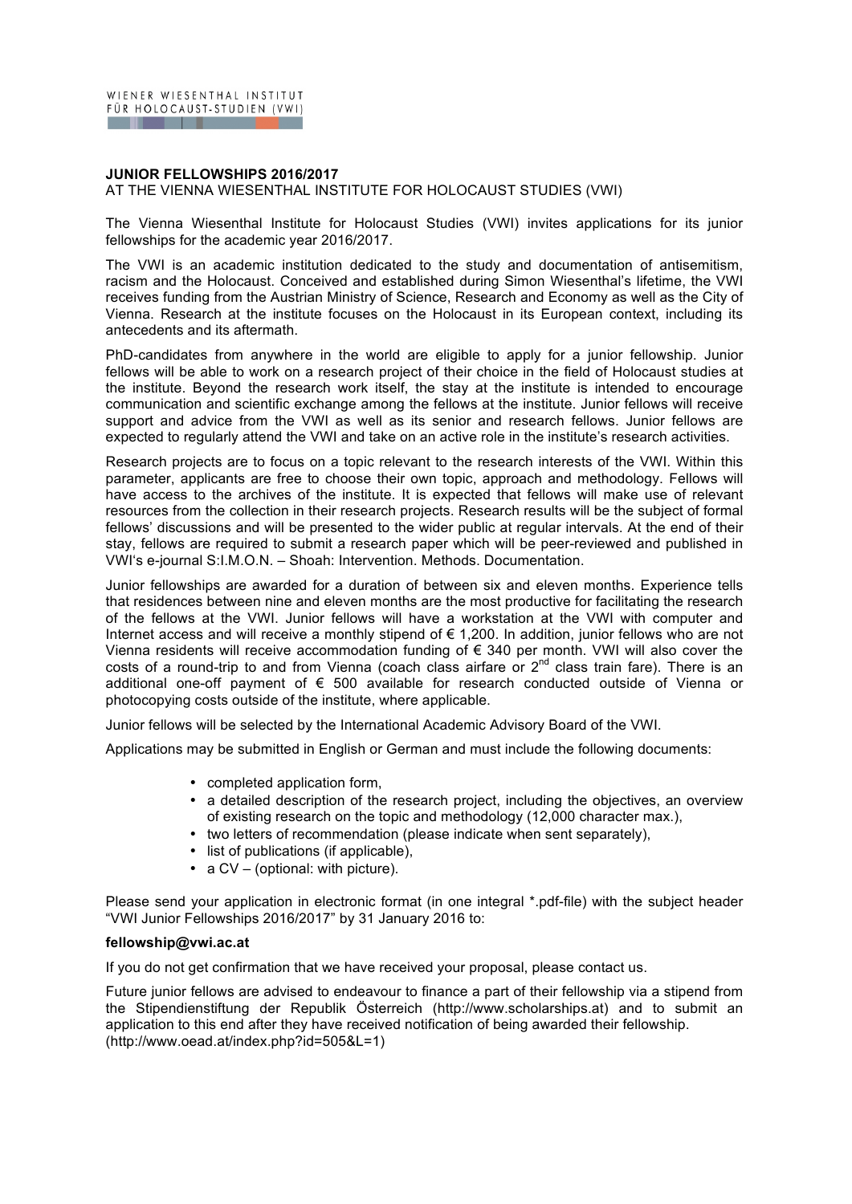WIENER WIESENTHAL INSTITUT FÜR HOLOCAUST-STUDIEN (VWI)

**JUNIOR FELLOWSHIPS 2016/2017**

AT THE VIENNA WIESENTHAL INSTITUTE FOR HOLOCAUST STUDIES (VWI)

The Vienna Wiesenthal Institute for Holocaust Studies (VWI) invites applications for its junior fellowships for the academic year 2016/2017.

The VWI is an academic institution dedicated to the study and documentation of antisemitism, racism and the Holocaust. Conceived and established during Simon Wiesenthal's lifetime, the VWI receives funding from the Austrian Ministry of Science, Research and Economy as well as the City of Vienna. Research at the institute focuses on the Holocaust in its European context, including its antecedents and its aftermath.

PhD-candidates from anywhere in the world are eligible to apply for a junior fellowship. Junior fellows will be able to work on a research project of their choice in the field of Holocaust studies at the institute. Beyond the research work itself, the stay at the institute is intended to encourage communication and scientific exchange among the fellows at the institute. Junior fellows will receive support and advice from the VWI as well as its senior and research fellows. Junior fellows are expected to regularly attend the VWI and take on an active role in the institute's research activities.

Research projects are to focus on a topic relevant to the research interests of the VWI. Within this parameter, applicants are free to choose their own topic, approach and methodology. Fellows will have access to the archives of the institute. It is expected that fellows will make use of relevant resources from the collection in their research projects. Research results will be the subject of formal fellows' discussions and will be presented to the wider public at regular intervals. At the end of their stay, fellows are required to submit a research paper which will be peer-reviewed and published in VWI's e-journal S:I.M.O.N. – Shoah: Intervention. Methods. Documentation.

Junior fellowships are awarded for a duration of between six and eleven months. Experience tells that residences between nine and eleven months are the most productive for facilitating the research of the fellows at the VWI. Junior fellows will have a workstation at the VWI with computer and Internet access and will receive a monthly stipend of € 1,200. In addition, junior fellows who are not Vienna residents will receive accommodation funding of € 340 per month. VWI will also cover the costs of a round-trip to and from Vienna (coach class airfare or 2nd class train fare). There is an additional one-off payment of € 500 available for research conducted outside of Vienna or photocopying costs outside of the institute, where applicable.

Junior fellows will be selected by the International Academic Advisory Board of the VWI.

Applications may be submitted in English or German and must include the following documents:

- completed application form,
- a detailed description of the research project, including the objectives, an overview of existing research on the topic and methodology (12,000 character max.),
- two letters of recommendation (please indicate when sent separately),
- list of publications (if applicable),
- a CV – (optional: with picture).

Please send your application in electronic format (in one integral *.pdf-file) with the subject header "VWI Junior Fellowships 2016/2017" by 31 January 2016 to:

**fellowship@vwi.ac.at**

If you do not get confirmation that we have received your proposal, please contact us.

Future junior fellows are advised to endeavour to finance a part of their fellowship via a stipend from the Stipendienstiftung der Republik Österreich (http://www.scholarships.at) and to submit an application to this end after they have received notification of being awarded their fellowship. (http://www.oead.at/index.php?id=505&L=1)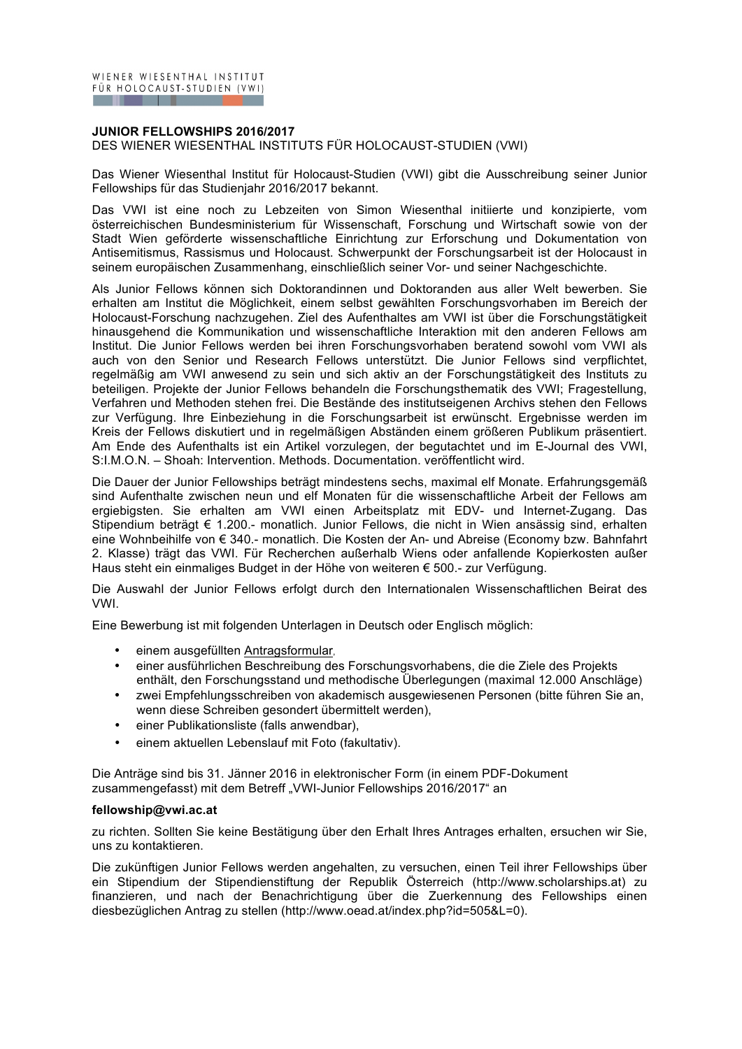WIENER WIESENTHAL INSTITUT FÜR HOLOCAUST-STUDIEN (VWI)

**JUNIOR FELLOWSHIPS 2016/2017**
DES WIENER WIESENTHAL INSTITUTS FÜR HOLOCAUST-STUDIEN (VWI)

Das Wiener Wiesenthal Institut für Holocaust-Studien (VWI) gibt die Ausschreibung seiner Junior Fellowships für das Studienjahr 2016/2017 bekannt.

Das VWI ist eine noch zu Lebzeiten von Simon Wiesenthal initiierte und konzipierte, vom österreichischen Bundesministerium für Wissenschaft, Forschung und Wirtschaft sowie von der Stadt Wien geförderte wissenschaftliche Einrichtung zur Erforschung und Dokumentation von Antisemitismus, Rassismus und Holocaust. Schwerpunkt der Forschungsarbeit ist der Holocaust in seinem europäischen Zusammenhang, einschließlich seiner Vor- und seiner Nachgeschichte.

Als Junior Fellows können sich Doktorandinnen und Doktoranden aus aller Welt bewerben. Sie erhalten am Institut die Möglichkeit, einem selbst gewählten Forschungsvorhaben im Bereich der Holocaust-Forschung nachzugehen. Ziel des Aufenthaltes am VWI ist über die Forschungstätigkeit hinausgehend die Kommunikation und wissenschaftliche Interaktion mit den anderen Fellows am Institut. Die Junior Fellows werden bei ihren Forschungsvorhaben beratend sowohl vom VWI als auch von den Senior und Research Fellows unterstützt. Die Junior Fellows sind verpflichtet, regelmäßig am VWI anwesend zu sein und sich aktiv an der Forschungstätigkeit des Instituts zu beteiligen. Projekte der Junior Fellows behandeln die Forschungsthematik des VWI; Fragestellung, Verfahren und Methoden stehen frei. Die Bestände des institutseigenen Archivs stehen den Fellows zur Verfügung. Ihre Einbeziehung in die Forschungsarbeit ist erwünscht. Ergebnisse werden im Kreis der Fellows diskutiert und in regelmäßigen Abständen einem größeren Publikum präsentiert. Am Ende des Aufenthalts ist ein Artikel vorzulegen, der begutachtet und im E-Journal des VWI, S:I.M.O.N. – Shoah: Intervention. Methods. Documentation. veröffentlicht wird.

Die Dauer der Junior Fellowships beträgt mindestens sechs, maximal elf Monate. Erfahrungsgemäß sind Aufenthalte zwischen neun und elf Monaten für die wissenschaftliche Arbeit der Fellows am ergiebigsten. Sie erhalten am VWI einen Arbeitsplatz mit EDV- und Internet-Zugang. Das Stipendium beträgt € 1.200.- monatlich. Junior Fellows, die nicht in Wien ansässig sind, erhalten eine Wohnbeihilfe von € 340.- monatlich. Die Kosten der An- und Abreise (Economy bzw. Bahnfahrt 2. Klasse) trägt das VWI. Für Recherchen außerhalb Wiens oder anfallende Kopierkosten außer Haus steht ein einmaliges Budget in der Höhe von weiteren € 500.- zur Verfügung.

Die Auswahl der Junior Fellows erfolgt durch den Internationalen Wissenschaftlichen Beirat des VWI.

Eine Bewerbung ist mit folgenden Unterlagen in Deutsch oder Englisch möglich:

- einem ausgefüllten Antragsformular,
- einer ausführlichen Beschreibung des Forschungsvorhabens, die die Ziele des Projekts enthält, den Forschungsstand und methodische Überlegungen (maximal 12.000 Anschläge)
- zwei Empfehlungsschreiben von akademisch ausgewiesenen Personen (bitte führen Sie an, wenn diese Schreiben gesondert übermittelt werden),
- einer Publikationsliste (falls anwendbar),
- einem aktuellen Lebenslauf mit Foto (fakultativ).

Die Anträge sind bis 31. Jänner 2016 in elektronischer Form (in einem PDF-Dokument zusammengefasst) mit dem Betreff „VWI-Junior Fellowships 2016/2017" an

**fellowship@vwi.ac.at**

zu richten. Sollten Sie keine Bestätigung über den Erhalt Ihres Antrages erhalten, ersuchen wir Sie, uns zu kontaktieren.

Die zukünftigen Junior Fellows werden angehalten, zu versuchen, einen Teil ihrer Fellowships über ein Stipendium der Stipendienstiftung der Republik Österreich (http://www.scholarships.at) zu finanzieren, und nach der Benachrichtigung über die Zuerkennung des Fellowships einen diesbezüglichen Antrag zu stellen (http://www.oead.at/index.php?id=505&L=0).